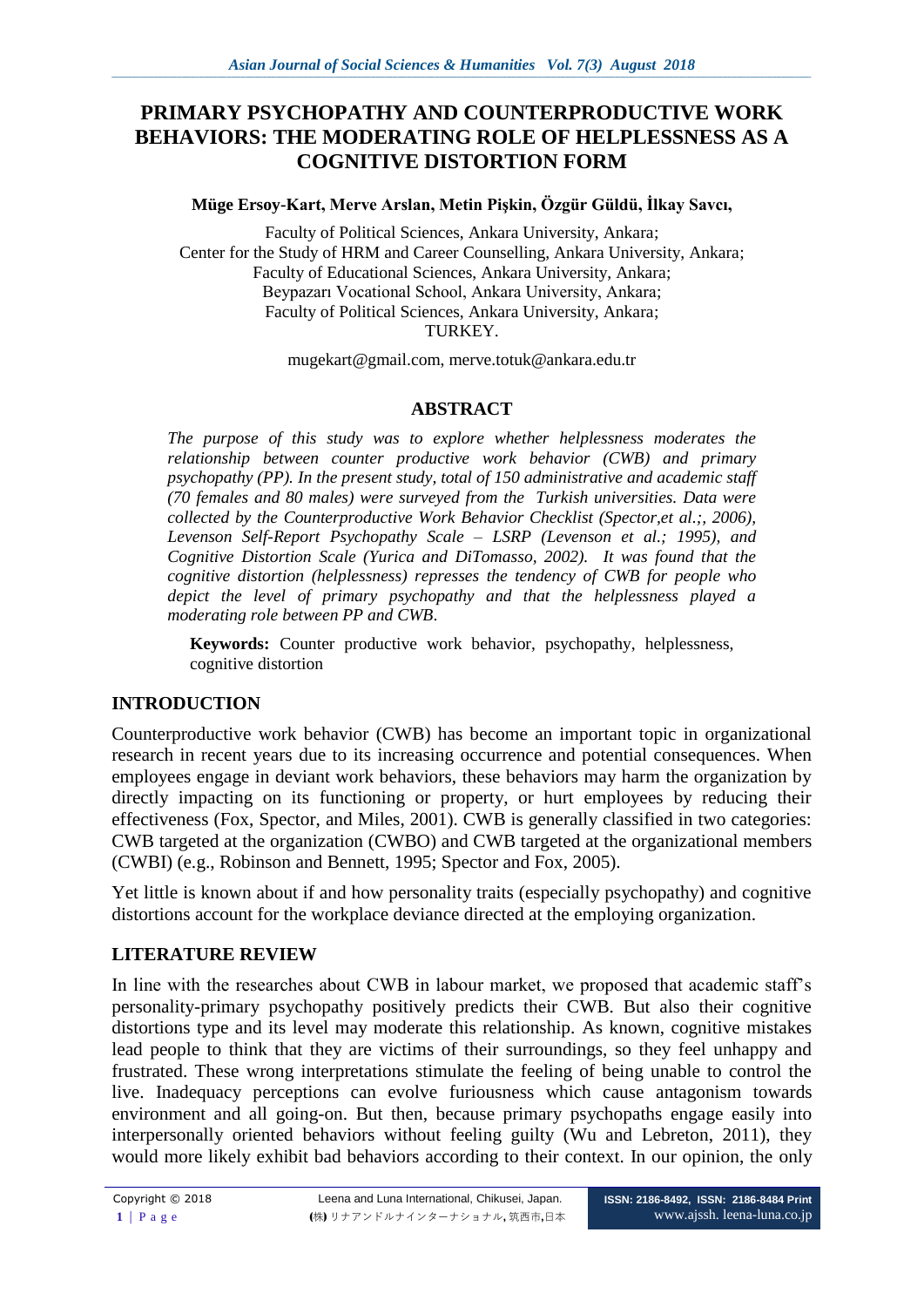# PRIMARY PSYCHOPATHY AND COUNTERPRODUCTIVE WORK BEHAVIORS: THE MODERATING ROLE OF HELPLESSNESS AS A COGNITIVE DISTORTION FORM

**Müge Ersoy-Kart, Merve Arslan, Metin Pişkin, Özgür Güldü, İlkay Savcı,**

Faculty of Political Sciences, Ankara University, Ankara;
Center for the Study of HRM and Career Counselling, Ankara University, Ankara;
Faculty of Educational Sciences, Ankara University, Ankara;
Beypazarı Vocational School, Ankara University, Ankara;
Faculty of Political Sciences, Ankara University, Ankara;
TURKEY.

mugekart@gmail.com, merve.totuk@ankara.edu.tr

## ABSTRACT

*The purpose of this study was to explore whether helplessness moderates the relationship between counter productive work behavior (CWB) and primary psychopathy (PP). In the present study, total of 150 administrative and academic staff (70 females and 80 males) were surveyed from the Turkish universities. Data were collected by the Counterproductive Work Behavior Checklist (Spector,et al.;, 2006), Levenson Self-Report Psychopathy Scale – LSRP (Levenson et al.; 1995), and Cognitive Distortion Scale (Yurica and DiTomasso, 2002). It was found that the cognitive distortion (helplessness) represses the tendency of CWB for people who depict the level of primary psychopathy and that the helplessness played a moderating role between PP and CWB.*

**Keywords:** Counter productive work behavior, psychopathy, helplessness, cognitive distortion

## INTRODUCTION

Counterproductive work behavior (CWB) has become an important topic in organizational research in recent years due to its increasing occurrence and potential consequences. When employees engage in deviant work behaviors, these behaviors may harm the organization by directly impacting on its functioning or property, or hurt employees by reducing their effectiveness (Fox, Spector, and Miles, 2001). CWB is generally classified in two categories: CWB targeted at the organization (CWBO) and CWB targeted at the organizational members (CWBI) (e.g., Robinson and Bennett, 1995; Spector and Fox, 2005).

Yet little is known about if and how personality traits (especially psychopathy) and cognitive distortions account for the workplace deviance directed at the employing organization.

## LITERATURE REVIEW

In line with the researches about CWB in labour market, we proposed that academic staff's personality-primary psychopathy positively predicts their CWB. But also their cognitive distortions type and its level may moderate this relationship. As known, cognitive mistakes lead people to think that they are victims of their surroundings, so they feel unhappy and frustrated. These wrong interpretations stimulate the feeling of being unable to control the live. Inadequacy perceptions can evolve furiousness which cause antagonism towards environment and all going-on. But then, because primary psychopaths engage easily into interpersonally oriented behaviors without feeling guilty (Wu and Lebreton, 2011), they would more likely exhibit bad behaviors according to their context. In our opinion, the only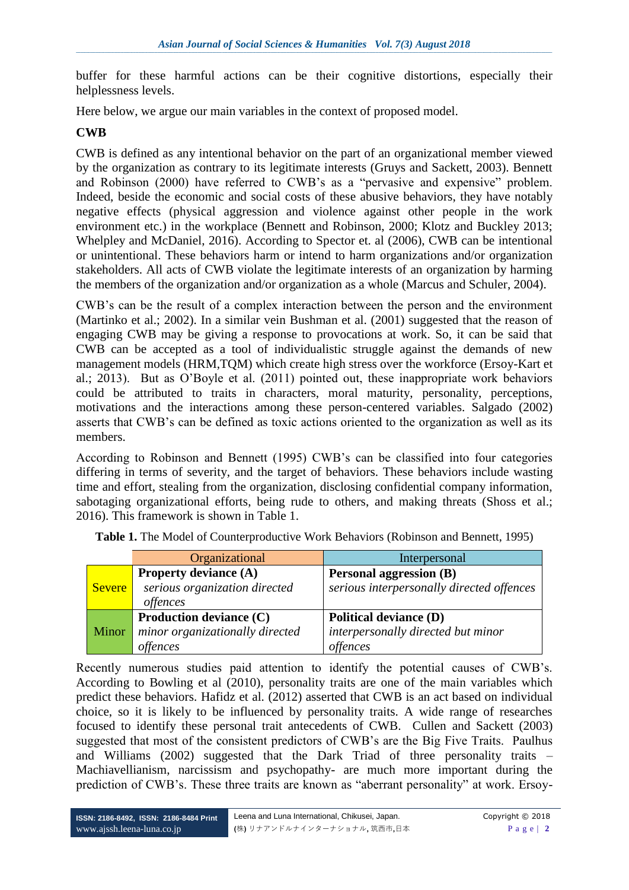buffer for these harmful actions can be their cognitive distortions, especially their helplessness levels.

Here below, we argue our main variables in the context of proposed model.

**CWB**

CWB is defined as any intentional behavior on the part of an organizational member viewed by the organization as contrary to its legitimate interests (Gruys and Sackett, 2003). Bennett and Robinson (2000) have referred to CWB's as a "pervasive and expensive" problem. Indeed, beside the economic and social costs of these abusive behaviors, they have notably negative effects (physical aggression and violence against other people in the work environment etc.) in the workplace (Bennett and Robinson, 2000; Klotz and Buckley 2013; Whelpley and McDaniel, 2016). According to Spector et. al (2006), CWB can be intentional or unintentional. These behaviors harm or intend to harm organizations and/or organization stakeholders. All acts of CWB violate the legitimate interests of an organization by harming the members of the organization and/or organization as a whole (Marcus and Schuler, 2004).

CWB's can be the result of a complex interaction between the person and the environment (Martinko et al.; 2002). In a similar vein Bushman et al. (2001) suggested that the reason of engaging CWB may be giving a response to provocations at work. So, it can be said that CWB can be accepted as a tool of individualistic struggle against the demands of new management models (HRM,TQM) which create high stress over the workforce (Ersoy-Kart et al.; 2013). But as O'Boyle et al. (2011) pointed out, these inappropriate work behaviors could be attributed to traits in characters, moral maturity, personality, perceptions, motivations and the interactions among these person-centered variables. Salgado (2002) asserts that CWB's can be defined as toxic actions oriented to the organization as well as its members.

According to Robinson and Bennett (1995) CWB's can be classified into four categories differing in terms of severity, and the target of behaviors. These behaviors include wasting time and effort, stealing from the organization, disclosing confidential company information, sabotaging organizational efforts, being rude to others, and making threats (Shoss et al.; 2016). This framework is shown in Table 1.

**Table 1.** The Model of Counterproductive Work Behaviors (Robinson and Bennett, 1995)

| | Organizational | Interpersonal |
|---|---|---|
| Severe | **Property deviance (A)** *serious organization directed offences* | **Personal aggression (B)** *serious interpersonally directed offences* |
| Minor | **Production deviance (C)** *minor organizationally directed offences* | **Political deviance (D)** *interpersonally directed but minor offences* |

Recently numerous studies paid attention to identify the potential causes of CWB's. According to Bowling et al (2010), personality traits are one of the main variables which predict these behaviors. Hafidz et al. (2012) asserted that CWB is an act based on individual choice, so it is likely to be influenced by personality traits. A wide range of researches focused to identify these personal trait antecedents of CWB. Cullen and Sackett (2003) suggested that most of the consistent predictors of CWB's are the Big Five Traits. Paulhus and Williams (2002) suggested that the Dark Triad of three personality traits – Machiavellianism, narcissism and psychopathy- are much more important during the prediction of CWB's. These three traits are known as "aberrant personality" at work. Ersoy-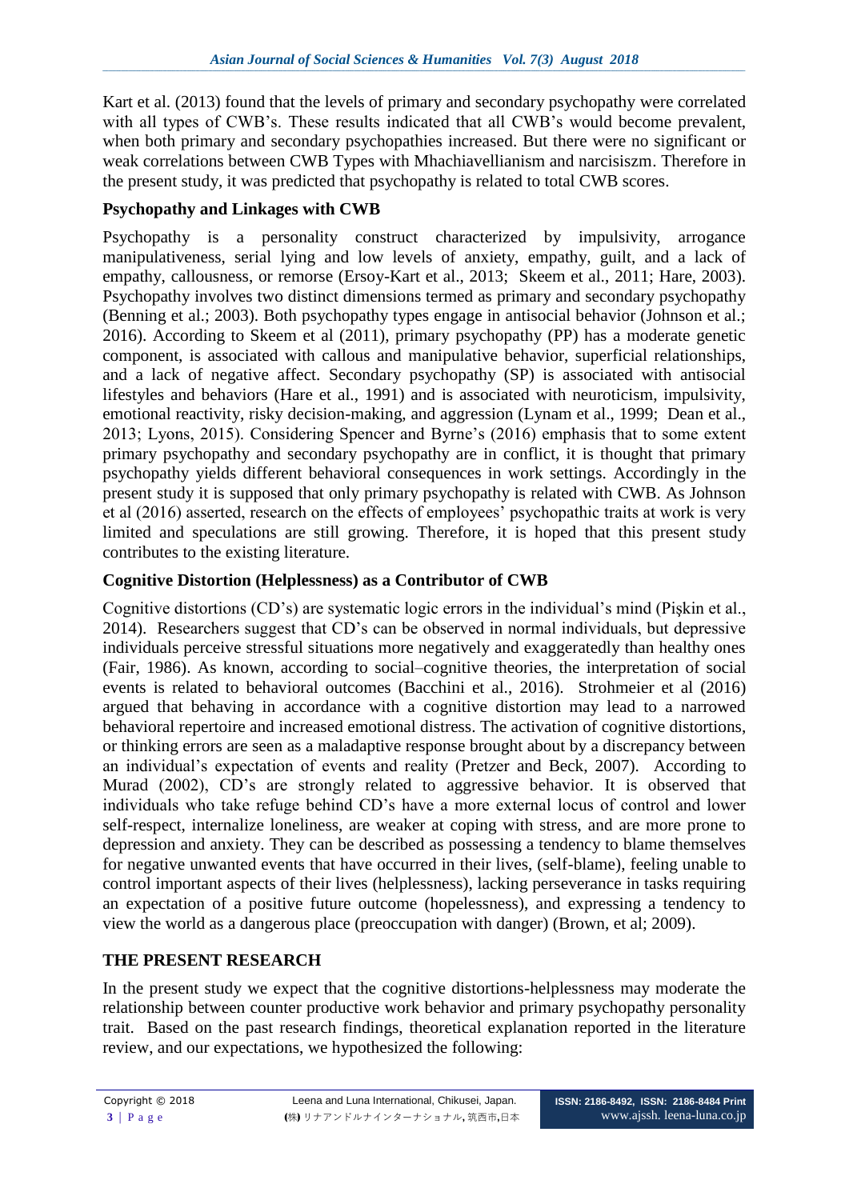Kart et al. (2013) found that the levels of primary and secondary psychopathy were correlated with all types of CWB's. These results indicated that all CWB's would become prevalent, when both primary and secondary psychopathies increased. But there were no significant or weak correlations between CWB Types with Mhachiavellianism and narcisiszm. Therefore in the present study, it was predicted that psychopathy is related to total CWB scores.

## Psychopathy and Linkages with CWB

Psychopathy is a personality construct characterized by impulsivity, arrogance manipulativeness, serial lying and low levels of anxiety, empathy, guilt, and a lack of empathy, callousness, or remorse (Ersoy-Kart et al., 2013; Skeem et al., 2011; Hare, 2003). Psychopathy involves two distinct dimensions termed as primary and secondary psychopathy (Benning et al.; 2003). Both psychopathy types engage in antisocial behavior (Johnson et al.; 2016). According to Skeem et al (2011), primary psychopathy (PP) has a moderate genetic component, is associated with callous and manipulative behavior, superficial relationships, and a lack of negative affect. Secondary psychopathy (SP) is associated with antisocial lifestyles and behaviors (Hare et al., 1991) and is associated with neuroticism, impulsivity, emotional reactivity, risky decision-making, and aggression (Lynam et al., 1999; Dean et al., 2013; Lyons, 2015). Considering Spencer and Byrne's (2016) emphasis that to some extent primary psychopathy and secondary psychopathy are in conflict, it is thought that primary psychopathy yields different behavioral consequences in work settings. Accordingly in the present study it is supposed that only primary psychopathy is related with CWB. As Johnson et al (2016) asserted, research on the effects of employees' psychopathic traits at work is very limited and speculations are still growing. Therefore, it is hoped that this present study contributes to the existing literature.

## Cognitive Distortion (Helplessness) as a Contributor of CWB

Cognitive distortions (CD's) are systematic logic errors in the individual's mind (Pişkin et al., 2014). Researchers suggest that CD's can be observed in normal individuals, but depressive individuals perceive stressful situations more negatively and exaggeratedly than healthy ones (Fair, 1986). As known, according to social–cognitive theories, the interpretation of social events is related to behavioral outcomes (Bacchini et al., 2016). Strohmeier et al (2016) argued that behaving in accordance with a cognitive distortion may lead to a narrowed behavioral repertoire and increased emotional distress. The activation of cognitive distortions, or thinking errors are seen as a maladaptive response brought about by a discrepancy between an individual's expectation of events and reality (Pretzer and Beck, 2007). According to Murad (2002), CD's are strongly related to aggressive behavior. It is observed that individuals who take refuge behind CD's have a more external locus of control and lower self-respect, internalize loneliness, are weaker at coping with stress, and are more prone to depression and anxiety. They can be described as possessing a tendency to blame themselves for negative unwanted events that have occurred in their lives, (self-blame), feeling unable to control important aspects of their lives (helplessness), lacking perseverance in tasks requiring an expectation of a positive future outcome (hopelessness), and expressing a tendency to view the world as a dangerous place (preoccupation with danger) (Brown, et al; 2009).

## THE PRESENT RESEARCH

In the present study we expect that the cognitive distortions-helplessness may moderate the relationship between counter productive work behavior and primary psychopathy personality trait. Based on the past research findings, theoretical explanation reported in the literature review, and our expectations, we hypothesized the following: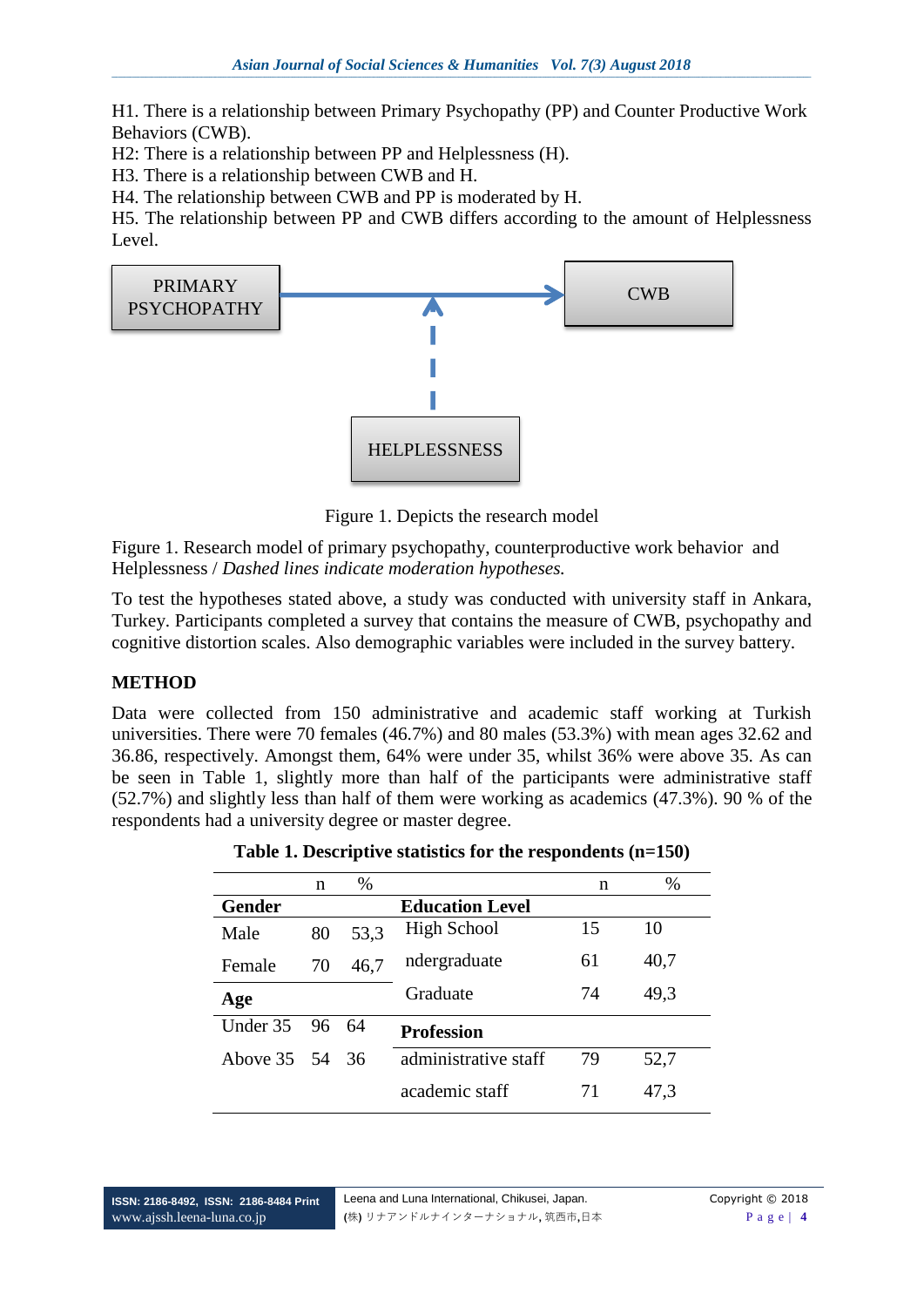H1. There is a relationship between Primary Psychopathy (PP) and Counter Productive Work Behaviors (CWB).
H2: There is a relationship between PP and Helplessness (H).
H3. There is a relationship between CWB and H.
H4. The relationship between CWB and PP is moderated by H.
H5. The relationship between PP and CWB differs according to the amount of Helplessness Level.

PRIMARY PSYCHOPATHY → CWB

HELPLESSNESS

Figure 1. Depicts the research model

Figure 1. Research model of primary psychopathy, counterproductive work behavior and Helplessness / *Dashed lines indicate moderation hypotheses.*

To test the hypotheses stated above, a study was conducted with university staff in Ankara, Turkey. Participants completed a survey that contains the measure of CWB, psychopathy and cognitive distortion scales. Also demographic variables were included in the survey battery.

## METHOD

Data were collected from 150 administrative and academic staff working at Turkish universities. There were 70 females (46.7%) and 80 males (53.3%) with mean ages 32.62 and 36.86, respectively. Amongst them, 64% were under 35, whilst 36% were above 35. As can be seen in Table 1, slightly more than half of the participants were administrative staff (52.7%) and slightly less than half of them were working as academics (47.3%). 90 % of the respondents had a university degree or master degree.

**Table 1. Descriptive statistics for the respondents (n=150)**

| | n | % | | n | % |
|---|---|---|---|---|---|
| **Gender** | | | **Education Level** | | |
| Male | 80 | 53,3 | High School | 15 | 10 |
| Female | 70 | 46,7 | ndergraduate | 61 | 40,7 |
| **Age** | | | Graduate | 74 | 49,3 |
| Under 35 | 96 | 64 | **Profession** | | |
| Above 35 | 54 | 36 | administrative staff | 79 | 52,7 |
| | | | academic staff | 71 | 47,3 |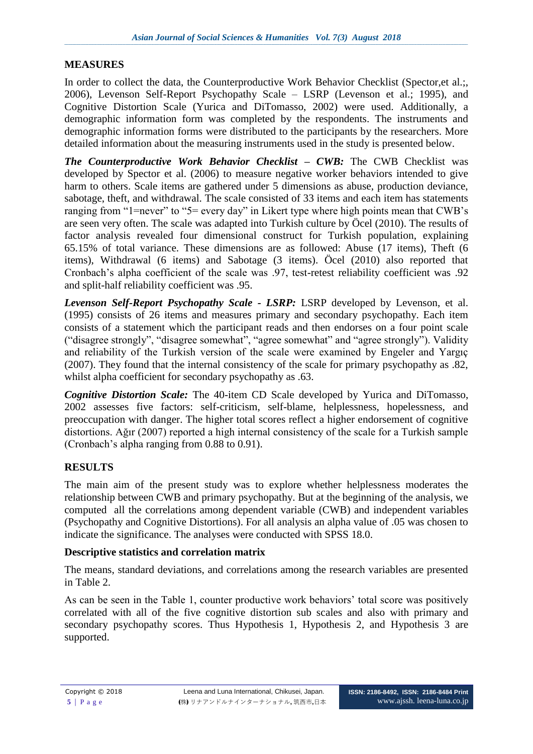## MEASURES

In order to collect the data, the Counterproductive Work Behavior Checklist (Spector,et al.;, 2006), Levenson Self-Report Psychopathy Scale – LSRP (Levenson et al.; 1995), and Cognitive Distortion Scale (Yurica and DiTomasso, 2002) were used. Additionally, a demographic information form was completed by the respondents. The instruments and demographic information forms were distributed to the participants by the researchers. More detailed information about the measuring instruments used in the study is presented below.

***The Counterproductive Work Behavior Checklist – CWB:*** The CWB Checklist was developed by Spector et al. (2006) to measure negative worker behaviors intended to give harm to others. Scale items are gathered under 5 dimensions as abuse, production deviance, sabotage, theft, and withdrawal. The scale consisted of 33 items and each item has statements ranging from "1=never" to "5= every day" in Likert type where high points mean that CWB's are seen very often. The scale was adapted into Turkish culture by Öcel (2010). The results of factor analysis revealed four dimensional construct for Turkish population, explaining 65.15% of total variance. These dimensions are as followed: Abuse (17 items), Theft (6 items), Withdrawal (6 items) and Sabotage (3 items). Öcel (2010) also reported that Cronbach's alpha coefficient of the scale was .97, test-retest reliability coefficient was .92 and split-half reliability coefficient was .95.

***Levenson Self-Report Psychopathy Scale - LSRP:*** LSRP developed by Levenson, et al. (1995) consists of 26 items and measures primary and secondary psychopathy. Each item consists of a statement which the participant reads and then endorses on a four point scale ("disagree strongly", "disagree somewhat", "agree somewhat" and "agree strongly"). Validity and reliability of the Turkish version of the scale were examined by Engeler and Yargıç (2007). They found that the internal consistency of the scale for primary psychopathy as .82, whilst alpha coefficient for secondary psychopathy as .63.

***Cognitive Distortion Scale:*** The 40-item CD Scale developed by Yurica and DiTomasso, 2002 assesses five factors: self-criticism, self-blame, helplessness, hopelessness, and preoccupation with danger. The higher total scores reflect a higher endorsement of cognitive distortions. Ağır (2007) reported a high internal consistency of the scale for a Turkish sample (Cronbach's alpha ranging from 0.88 to 0.91).

## RESULTS

The main aim of the present study was to explore whether helplessness moderates the relationship between CWB and primary psychopathy. But at the beginning of the analysis, we computed all the correlations among dependent variable (CWB) and independent variables (Psychopathy and Cognitive Distortions). For all analysis an alpha value of .05 was chosen to indicate the significance. The analyses were conducted with SPSS 18.0.

### Descriptive statistics and correlation matrix

The means, standard deviations, and correlations among the research variables are presented in Table 2.

As can be seen in the Table 1, counter productive work behaviors' total score was positively correlated with all of the five cognitive distortion sub scales and also with primary and secondary psychopathy scores. Thus Hypothesis 1, Hypothesis 2, and Hypothesis 3 are supported.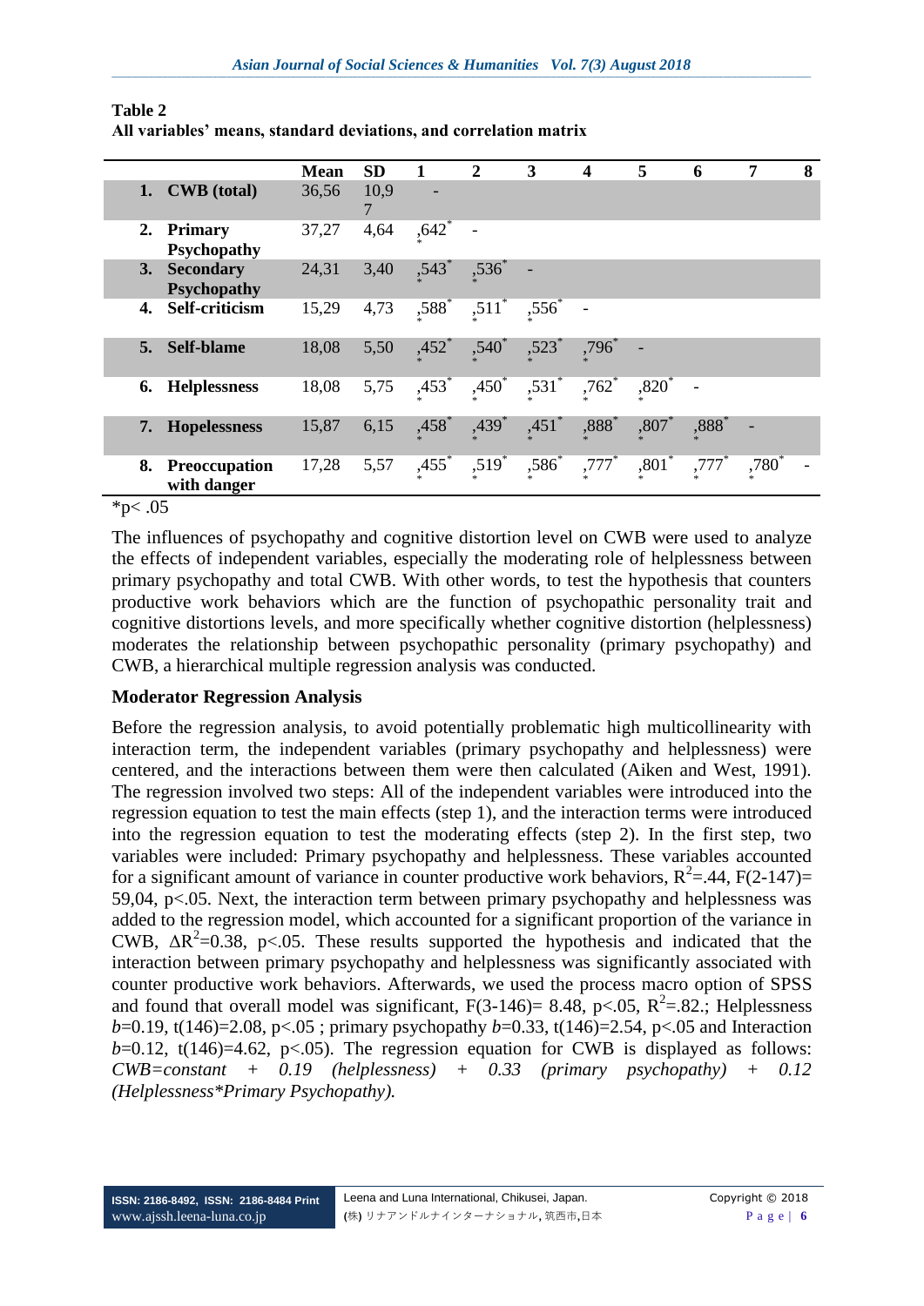**Table 2**
**All variables' means, standard deviations, and correlation matrix**

| | Mean | SD | 1 | 2 | 3 | 4 | 5 | 6 | 7 | 8 |
|---|---|---|---|---|---|---|---|---|---|---|
| **1. CWB (total)** | 36,56 | 10,97 | - | | | | | | | |
| **2. Primary Psychopathy** | 37,27 | 4,64 | ,642** | - | | | | | | |
| **3. Secondary Psychopathy** | 24,31 | 3,40 | ,543** | ,536** | - | | | | | |
| **4. Self-criticism** | 15,29 | 4,73 | ,588** | ,511** | ,556** | - | | | | |
| **5. Self-blame** | 18,08 | 5,50 | ,452** | ,540** | ,523** | ,796** | - | | | |
| **6. Helplessness** | 18,08 | 5,75 | ,453** | ,450** | ,531** | ,762** | ,820** | - | | |
| **7. Hopelessness** | 15,87 | 6,15 | ,458** | ,439** | ,451** | ,888** | ,807** | ,888** | - | |
| **8. Preoccupation with danger** | 17,28 | 5,57 | ,455** | ,519** | ,586** | ,777** | ,801** | ,777** | ,780** | - |

*p< .05

The influences of psychopathy and cognitive distortion level on CWB were used to analyze the effects of independent variables, especially the moderating role of helplessness between primary psychopathy and total CWB. With other words, to test the hypothesis that counters productive work behaviors which are the function of psychopathic personality trait and cognitive distortions levels, and more specifically whether cognitive distortion (helplessness) moderates the relationship between psychopathic personality (primary psychopathy) and CWB, a hierarchical multiple regression analysis was conducted.

## Moderator Regression Analysis

Before the regression analysis, to avoid potentially problematic high multicollinearity with interaction term, the independent variables (primary psychopathy and helplessness) were centered, and the interactions between them were then calculated (Aiken and West, 1991). The regression involved two steps: All of the independent variables were introduced into the regression equation to test the main effects (step 1), and the interaction terms were introduced into the regression equation to test the moderating effects (step 2). In the first step, two variables were included: Primary psychopathy and helplessness. These variables accounted for a significant amount of variance in counter productive work behaviors, $R^2$=.44, F(2-147)= 59,04, p<.05. Next, the interaction term between primary psychopathy and helplessness was added to the regression model, which accounted for a significant proportion of the variance in CWB, $\Delta R^2$=0.38, p<.05. These results supported the hypothesis and indicated that the interaction between primary psychopathy and helplessness was significantly associated with counter productive work behaviors. Afterwards, we used the process macro option of SPSS and found that overall model was significant, F(3-146)= 8.48, p<.05, $R^2$=.82.; Helplessness *b*=0.19, t(146)=2.08, p<.05 ; primary psychopathy *b*=0.33, t(146)=2.54, p<.05 and Interaction *b*=0.12, t(146)=4.62, p<.05). The regression equation for CWB is displayed as follows: *CWB=constant + 0.19 (helplessness) + 0.33 (primary psychopathy) + 0.12 (Helplessness*Primary Psychopathy).*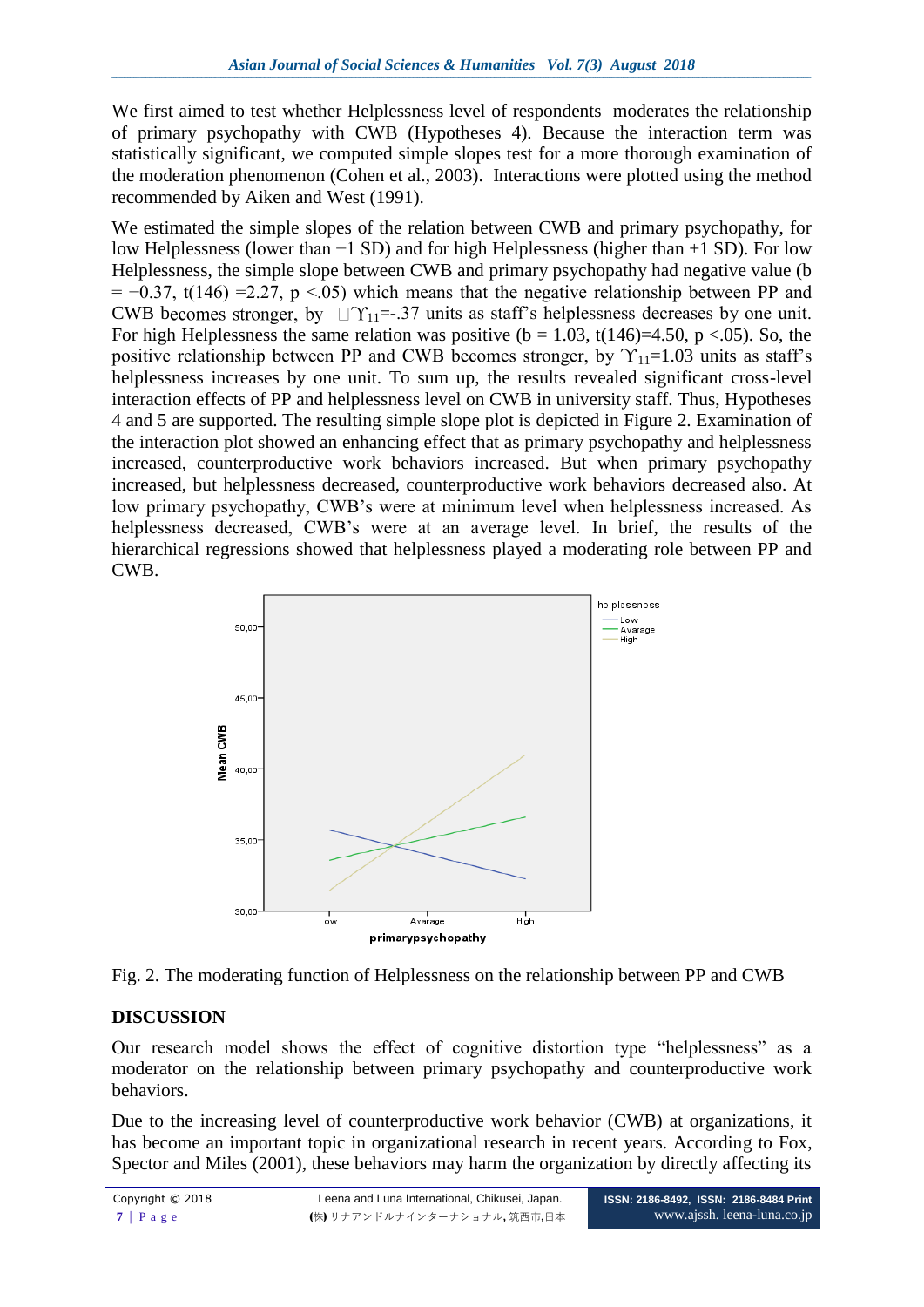We first aimed to test whether Helplessness level of respondents moderates the relationship of primary psychopathy with CWB (Hypotheses 4). Because the interaction term was statistically significant, we computed simple slopes test for a more thorough examination of the moderation phenomenon (Cohen et al., 2003). Interactions were plotted using the method recommended by Aiken and West (1991).

We estimated the simple slopes of the relation between CWB and primary psychopathy, for low Helplessness (lower than −1 SD) and for high Helplessness (higher than +1 SD). For low Helplessness, the simple slope between CWB and primary psychopathy had negative value ($b = -0.37$, $t(146) = 2.27$, $p < .05$) which means that the negative relationship between PP and CWB becomes stronger, by $\Upsilon_{11}$=-.37 units as staff's helplessness decreases by one unit. For high Helplessness the same relation was positive ($b = 1.03$, $t(146) = 4.50$, $p < .05$). So, the positive relationship between PP and CWB becomes stronger, by $\Upsilon_{11}$=1.03 units as staff's helplessness increases by one unit. To sum up, the results revealed significant cross-level interaction effects of PP and helplessness level on CWB in university staff. Thus, Hypotheses 4 and 5 are supported. The resulting simple slope plot is depicted in Figure 2. Examination of the interaction plot showed an enhancing effect that as primary psychopathy and helplessness increased, counterproductive work behaviors increased. But when primary psychopathy increased, but helplessness decreased, counterproductive work behaviors decreased also. At low primary psychopathy, CWB's were at minimum level when helplessness increased. As helplessness decreased, CWB's were at an average level. In brief, the results of the hierarchical regressions showed that helplessness played a moderating role between PP and CWB.

Fig. 2. The moderating function of Helplessness on the relationship between PP and CWB

## DISCUSSION

Our research model shows the effect of cognitive distortion type "helplessness" as a moderator on the relationship between primary psychopathy and counterproductive work behaviors.

Due to the increasing level of counterproductive work behavior (CWB) at organizations, it has become an important topic in organizational research in recent years. According to Fox, Spector and Miles (2001), these behaviors may harm the organization by directly affecting its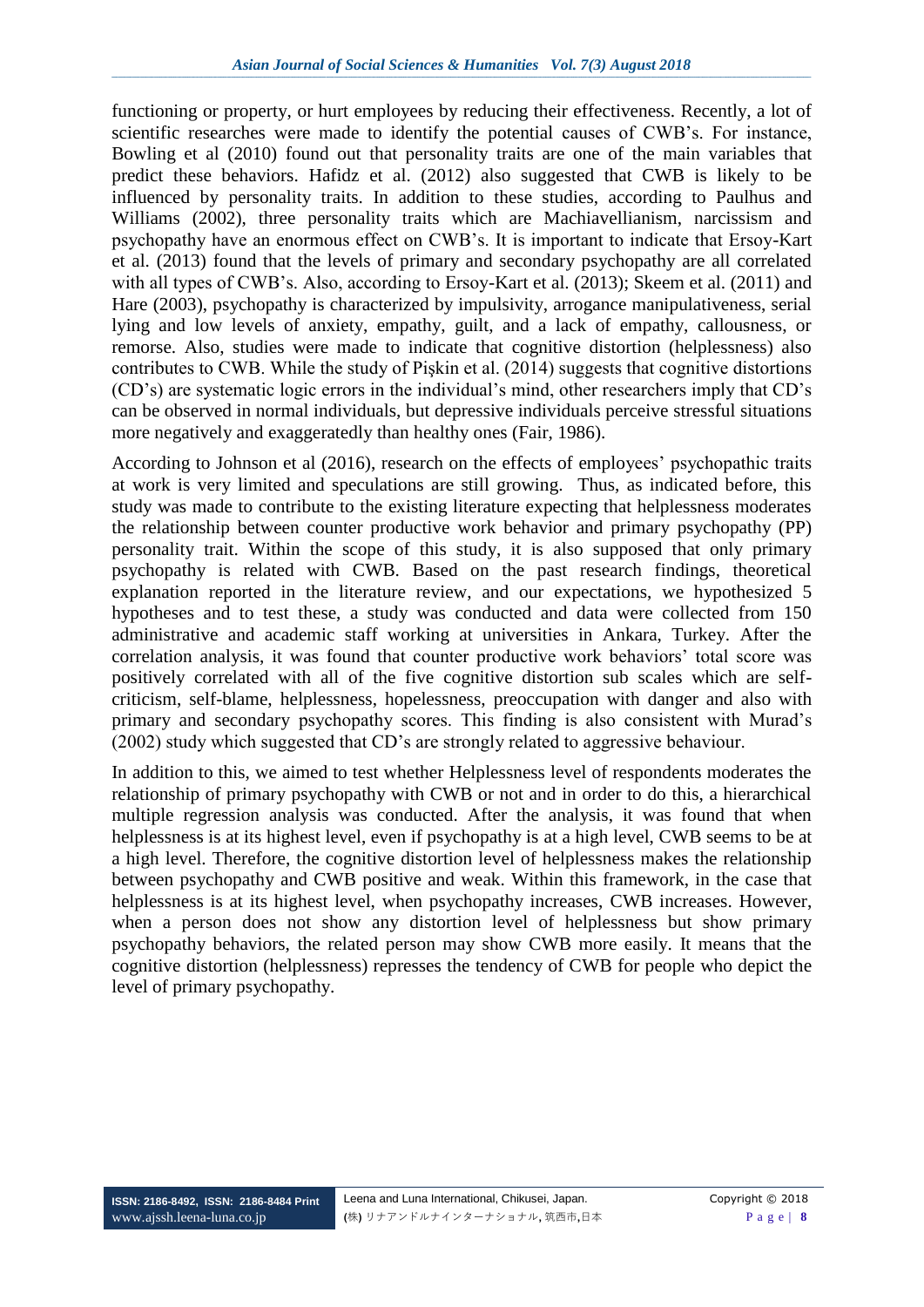functioning or property, or hurt employees by reducing their effectiveness. Recently, a lot of scientific researches were made to identify the potential causes of CWB's. For instance, Bowling et al (2010) found out that personality traits are one of the main variables that predict these behaviors. Hafidz et al. (2012) also suggested that CWB is likely to be influenced by personality traits. In addition to these studies, according to Paulhus and Williams (2002), three personality traits which are Machiavellianism, narcissism and psychopathy have an enormous effect on CWB's. It is important to indicate that Ersoy-Kart et al. (2013) found that the levels of primary and secondary psychopathy are all correlated with all types of CWB's. Also, according to Ersoy-Kart et al. (2013); Skeem et al. (2011) and Hare (2003), psychopathy is characterized by impulsivity, arrogance manipulativeness, serial lying and low levels of anxiety, empathy, guilt, and a lack of empathy, callousness, or remorse. Also, studies were made to indicate that cognitive distortion (helplessness) also contributes to CWB. While the study of Pişkin et al. (2014) suggests that cognitive distortions (CD's) are systematic logic errors in the individual's mind, other researchers imply that CD's can be observed in normal individuals, but depressive individuals perceive stressful situations more negatively and exaggeratedly than healthy ones (Fair, 1986).

According to Johnson et al (2016), research on the effects of employees' psychopathic traits at work is very limited and speculations are still growing. Thus, as indicated before, this study was made to contribute to the existing literature expecting that helplessness moderates the relationship between counter productive work behavior and primary psychopathy (PP) personality trait. Within the scope of this study, it is also supposed that only primary psychopathy is related with CWB. Based on the past research findings, theoretical explanation reported in the literature review, and our expectations, we hypothesized 5 hypotheses and to test these, a study was conducted and data were collected from 150 administrative and academic staff working at universities in Ankara, Turkey. After the correlation analysis, it was found that counter productive work behaviors' total score was positively correlated with all of the five cognitive distortion sub scales which are self-criticism, self-blame, helplessness, hopelessness, preoccupation with danger and also with primary and secondary psychopathy scores. This finding is also consistent with Murad's (2002) study which suggested that CD's are strongly related to aggressive behaviour.

In addition to this, we aimed to test whether Helplessness level of respondents moderates the relationship of primary psychopathy with CWB or not and in order to do this, a hierarchical multiple regression analysis was conducted. After the analysis, it was found that when helplessness is at its highest level, even if psychopathy is at a high level, CWB seems to be at a high level. Therefore, the cognitive distortion level of helplessness makes the relationship between psychopathy and CWB positive and weak. Within this framework, in the case that helplessness is at its highest level, when psychopathy increases, CWB increases. However, when a person does not show any distortion level of helplessness but show primary psychopathy behaviors, the related person may show CWB more easily. It means that the cognitive distortion (helplessness) represses the tendency of CWB for people who depict the level of primary psychopathy.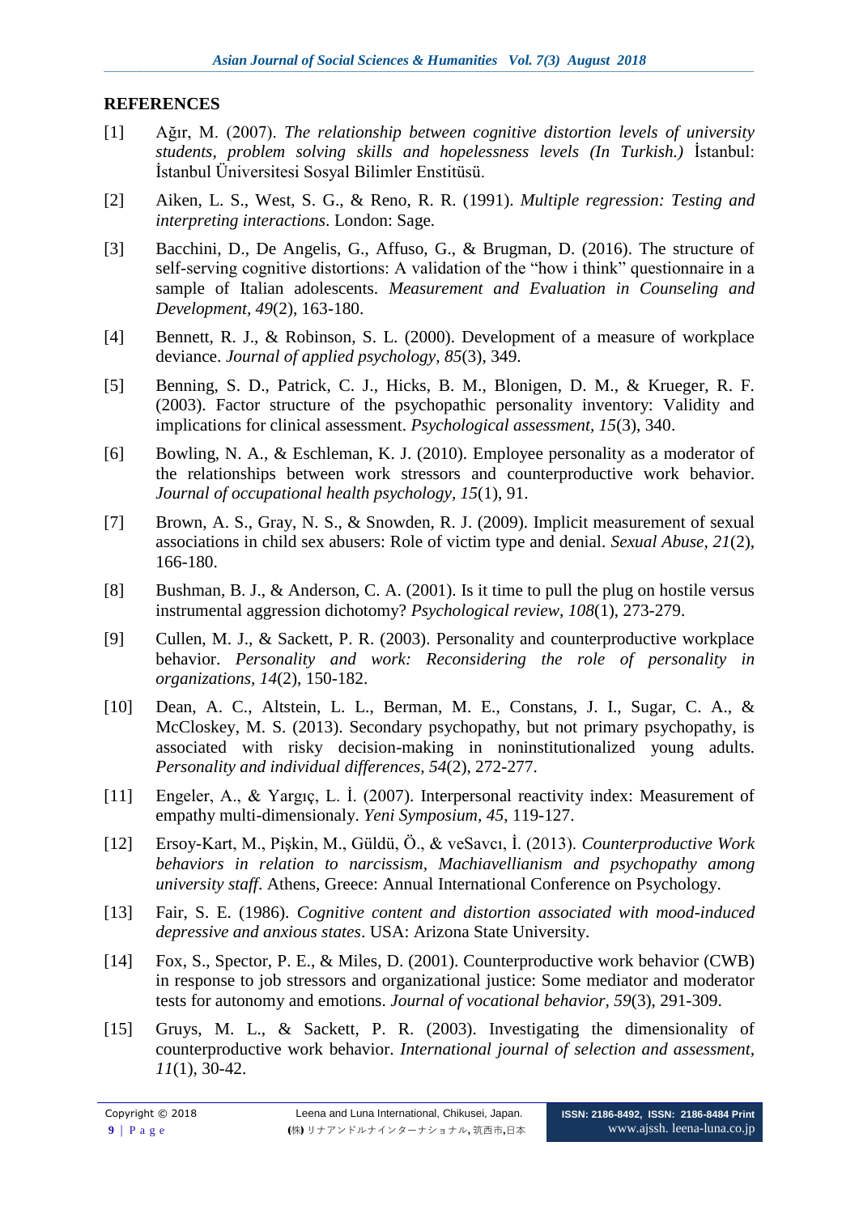## REFERENCES

[1] Ağır, M. (2007). *The relationship between cognitive distortion levels of university students, problem solving skills and hopelessness levels (In Turkish.)* İstanbul: İstanbul Üniversitesi Sosyal Bilimler Enstitüsü.

[2] Aiken, L. S., West, S. G., & Reno, R. R. (1991). *Multiple regression: Testing and interpreting interactions*. London: Sage.

[3] Bacchini, D., De Angelis, G., Affuso, G., & Brugman, D. (2016). The structure of self-serving cognitive distortions: A validation of the "how i think" questionnaire in a sample of Italian adolescents. *Measurement and Evaluation in Counseling and Development, 49*(2), 163-180.

[4] Bennett, R. J., & Robinson, S. L. (2000). Development of a measure of workplace deviance. *Journal of applied psychology, 85*(3), 349.

[5] Benning, S. D., Patrick, C. J., Hicks, B. M., Blonigen, D. M., & Krueger, R. F. (2003). Factor structure of the psychopathic personality inventory: Validity and implications for clinical assessment. *Psychological assessment, 15*(3), 340.

[6] Bowling, N. A., & Eschleman, K. J. (2010). Employee personality as a moderator of the relationships between work stressors and counterproductive work behavior. *Journal of occupational health psychology, 15*(1), 91.

[7] Brown, A. S., Gray, N. S., & Snowden, R. J. (2009). Implicit measurement of sexual associations in child sex abusers: Role of victim type and denial. *Sexual Abuse, 21*(2), 166-180.

[8] Bushman, B. J., & Anderson, C. A. (2001). Is it time to pull the plug on hostile versus instrumental aggression dichotomy? *Psychological review, 108*(1), 273-279.

[9] Cullen, M. J., & Sackett, P. R. (2003). Personality and counterproductive workplace behavior. *Personality and work: Reconsidering the role of personality in organizations, 14*(2), 150-182.

[10] Dean, A. C., Altstein, L. L., Berman, M. E., Constans, J. I., Sugar, C. A., & McCloskey, M. S. (2013). Secondary psychopathy, but not primary psychopathy, is associated with risky decision-making in noninstitutionalized young adults. *Personality and individual differences, 54*(2), 272-277.

[11] Engeler, A., & Yargıç, L. İ. (2007). Interpersonal reactivity index: Measurement of empathy multi-dimensionaly. *Yeni Symposium, 45*, 119-127.

[12] Ersoy-Kart, M., Pişkin, M., Güldü, Ö., & veSavcı, İ. (2013). *Counterproductive Work behaviors in relation to narcissism, Machiavellianism and psychopathy among university staff*. Athens, Greece: Annual International Conference on Psychology.

[13] Fair, S. E. (1986). *Cognitive content and distortion associated with mood-induced depressive and anxious states*. USA: Arizona State University.

[14] Fox, S., Spector, P. E., & Miles, D. (2001). Counterproductive work behavior (CWB) in response to job stressors and organizational justice: Some mediator and moderator tests for autonomy and emotions. *Journal of vocational behavior, 59*(3), 291-309.

[15] Gruys, M. L., & Sackett, P. R. (2003). Investigating the dimensionality of counterproductive work behavior. *International journal of selection and assessment, 11*(1), 30-42.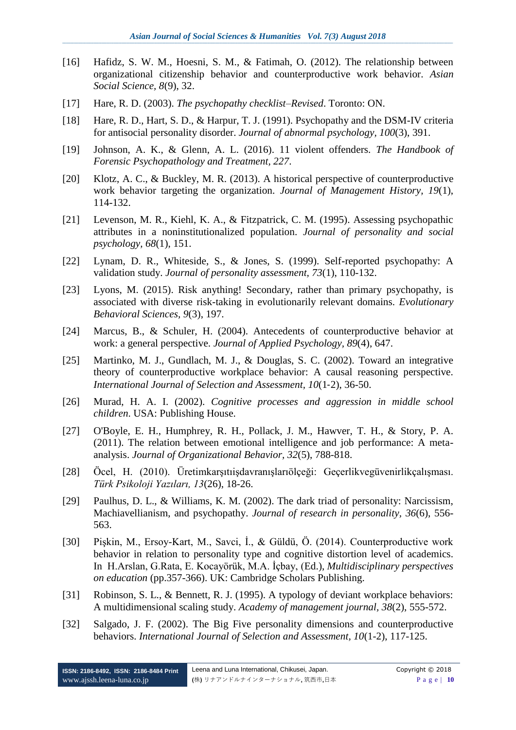[16] Hafidz, S. W. M., Hoesni, S. M., & Fatimah, O. (2012). The relationship between organizational citizenship behavior and counterproductive work behavior. *Asian Social Science, 8*(9), 32.

[17] Hare, R. D. (2003). *The psychopathy checklist–Revised*. Toronto: ON.

[18] Hare, R. D., Hart, S. D., & Harpur, T. J. (1991). Psychopathy and the DSM-IV criteria for antisocial personality disorder. *Journal of abnormal psychology, 100*(3), 391.

[19] Johnson, A. K., & Glenn, A. L. (2016). 11 violent offenders. *The Handbook of Forensic Psychopathology and Treatment, 227*.

[20] Klotz, A. C., & Buckley, M. R. (2013). A historical perspective of counterproductive work behavior targeting the organization. *Journal of Management History, 19*(1), 114-132.

[21] Levenson, M. R., Kiehl, K. A., & Fitzpatrick, C. M. (1995). Assessing psychopathic attributes in a noninstitutionalized population. *Journal of personality and social psychology, 68*(1), 151.

[22] Lynam, D. R., Whiteside, S., & Jones, S. (1999). Self-reported psychopathy: A validation study. *Journal of personality assessment, 73*(1), 110-132.

[23] Lyons, M. (2015). Risk anything! Secondary, rather than primary psychopathy, is associated with diverse risk-taking in evolutionarily relevant domains. *Evolutionary Behavioral Sciences, 9*(3), 197.

[24] Marcus, B., & Schuler, H. (2004). Antecedents of counterproductive behavior at work: a general perspective. *Journal of Applied Psychology, 89*(4), 647.

[25] Martinko, M. J., Gundlach, M. J., & Douglas, S. C. (2002). Toward an integrative theory of counterproductive workplace behavior: A causal reasoning perspective. *International Journal of Selection and Assessment, 10*(1‐2), 36-50.

[26] Murad, H. A. I. (2002). *Cognitive processes and aggression in middle school children*. USA: Publishing House.

[27] O'Boyle, E. H., Humphrey, R. H., Pollack, J. M., Hawver, T. H., & Story, P. A. (2011). The relation between emotional intelligence and job performance: A meta‐analysis. *Journal of Organizational Behavior, 32*(5), 788-818.

[28] Öcel, H. (2010). Üretimkarşıtıişdavranışlarıölçeği: Geçerlikvegüvenirlikçalışması. *Türk Psikoloji Yazıları, 13*(26), 18-26.

[29] Paulhus, D. L., & Williams, K. M. (2002). The dark triad of personality: Narcissism, Machiavellianism, and psychopathy. *Journal of research in personality, 36*(6), 556-563.

[30] Pişkin, M., Ersoy-Kart, M., Savci, İ., & Güldü, Ö. (2014). Counterproductive work behavior in relation to personality type and cognitive distortion level of academics. In H.Arslan, G.Rata, E. Kocayörük, M.A. İçbay, (Ed.), *Multidisciplinary perspectives on education* (pp.357-366). UK: Cambridge Scholars Publishing.

[31] Robinson, S. L., & Bennett, R. J. (1995). A typology of deviant workplace behaviors: A multidimensional scaling study. *Academy of management journal, 38*(2), 555-572.

[32] Salgado, J. F. (2002). The Big Five personality dimensions and counterproductive behaviors. *International Journal of Selection and Assessment, 10*(1-2), 117-125.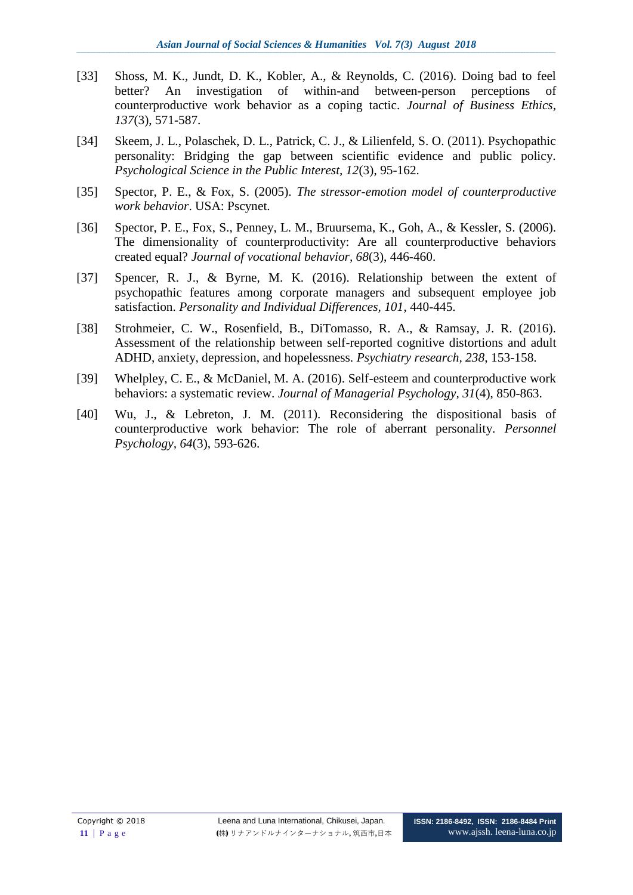[33] Shoss, M. K., Jundt, D. K., Kobler, A., & Reynolds, C. (2016). Doing bad to feel better? An investigation of within-and between-person perceptions of counterproductive work behavior as a coping tactic. *Journal of Business Ethics*, *137*(3), 571-587.

[34] Skeem, J. L., Polaschek, D. L., Patrick, C. J., & Lilienfeld, S. O. (2011). Psychopathic personality: Bridging the gap between scientific evidence and public policy. *Psychological Science in the Public Interest*, *12*(3), 95-162.

[35] Spector, P. E., & Fox, S. (2005). *The stressor-emotion model of counterproductive work behavior*. USA: Pscynet.

[36] Spector, P. E., Fox, S., Penney, L. M., Bruursema, K., Goh, A., & Kessler, S. (2006). The dimensionality of counterproductivity: Are all counterproductive behaviors created equal? *Journal of vocational behavior*, *68*(3), 446-460.

[37] Spencer, R. J., & Byrne, M. K. (2016). Relationship between the extent of psychopathic features among corporate managers and subsequent employee job satisfaction. *Personality and Individual Differences*, *101*, 440-445.

[38] Strohmeier, C. W., Rosenfield, B., DiTomasso, R. A., & Ramsay, J. R. (2016). Assessment of the relationship between self-reported cognitive distortions and adult ADHD, anxiety, depression, and hopelessness. *Psychiatry research*, *238*, 153-158.

[39] Whelpley, C. E., & McDaniel, M. A. (2016). Self-esteem and counterproductive work behaviors: a systematic review. *Journal of Managerial Psychology*, *31*(4), 850-863.

[40] Wu, J., & Lebreton, J. M. (2011). Reconsidering the dispositional basis of counterproductive work behavior: The role of aberrant personality. *Personnel Psychology*, *64*(3), 593-626.